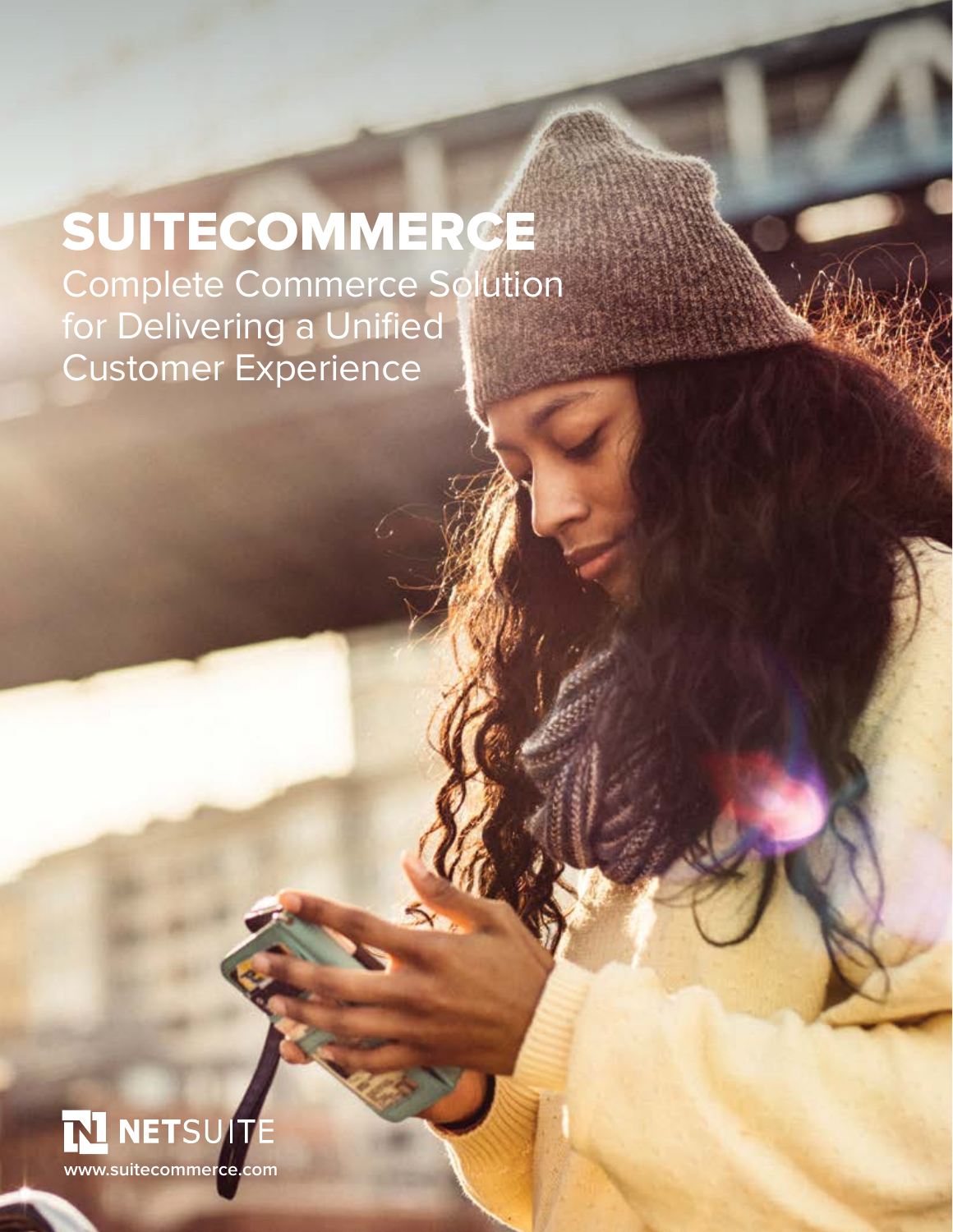# SUITECOMMERCE

## Complete Commerce Solution for Delivering a Unified Customer Experience

NETSUITE

www.suitecommerce.com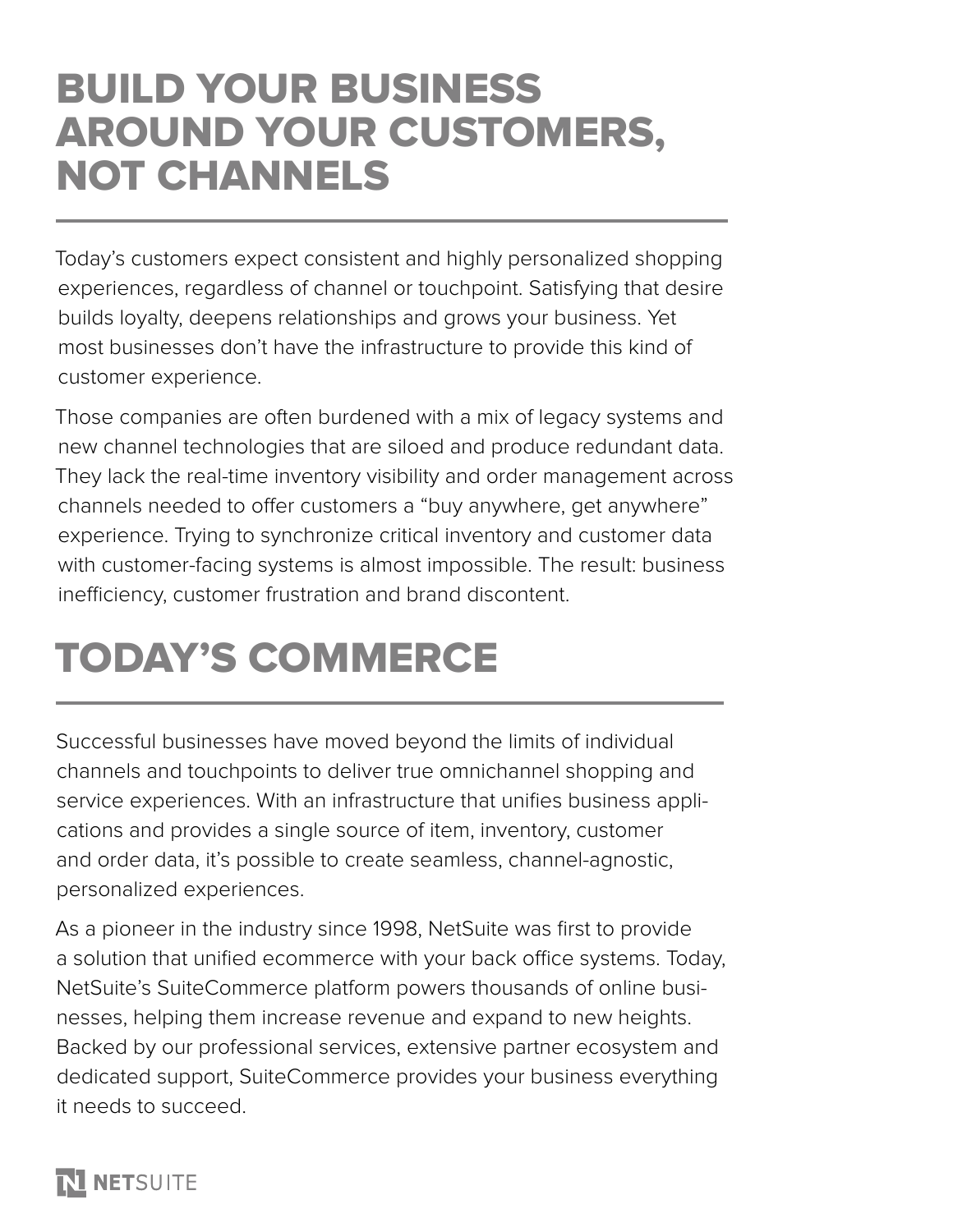# BUILD YOUR BUSINESS AROUND YOUR CUSTOMERS, NOT CHANNELS

Today's customers expect consistent and highly personalized shopping experiences, regardless of channel or touchpoint. Satisfying that desire builds loyalty, deepens relationships and grows your business. Yet most businesses don't have the infrastructure to provide this kind of customer experience.

Those companies are often burdened with a mix of legacy systems and new channel technologies that are siloed and produce redundant data. They lack the real-time inventory visibility and order management across channels needed to offer customers a "buy anywhere, get anywhere" experience. Trying to synchronize critical inventory and customer data with customer-facing systems is almost impossible. The result: business inefficiency, customer frustration and brand discontent.

# TODAY'S COMMERCE

Successful businesses have moved beyond the limits of individual channels and touchpoints to deliver true omnichannel shopping and service experiences. With an infrastructure that unifies business applications and provides a single source of item, inventory, customer and order data, it's possible to create seamless, channel-agnostic, personalized experiences.

As a pioneer in the industry since 1998, NetSuite was first to provide a solution that unified ecommerce with your back office systems. Today, NetSuite's SuiteCommerce platform powers thousands of online businesses, helping them increase revenue and expand to new heights. Backed by our professional services, extensive partner ecosystem and dedicated support, SuiteCommerce provides your business everything it needs to succeed.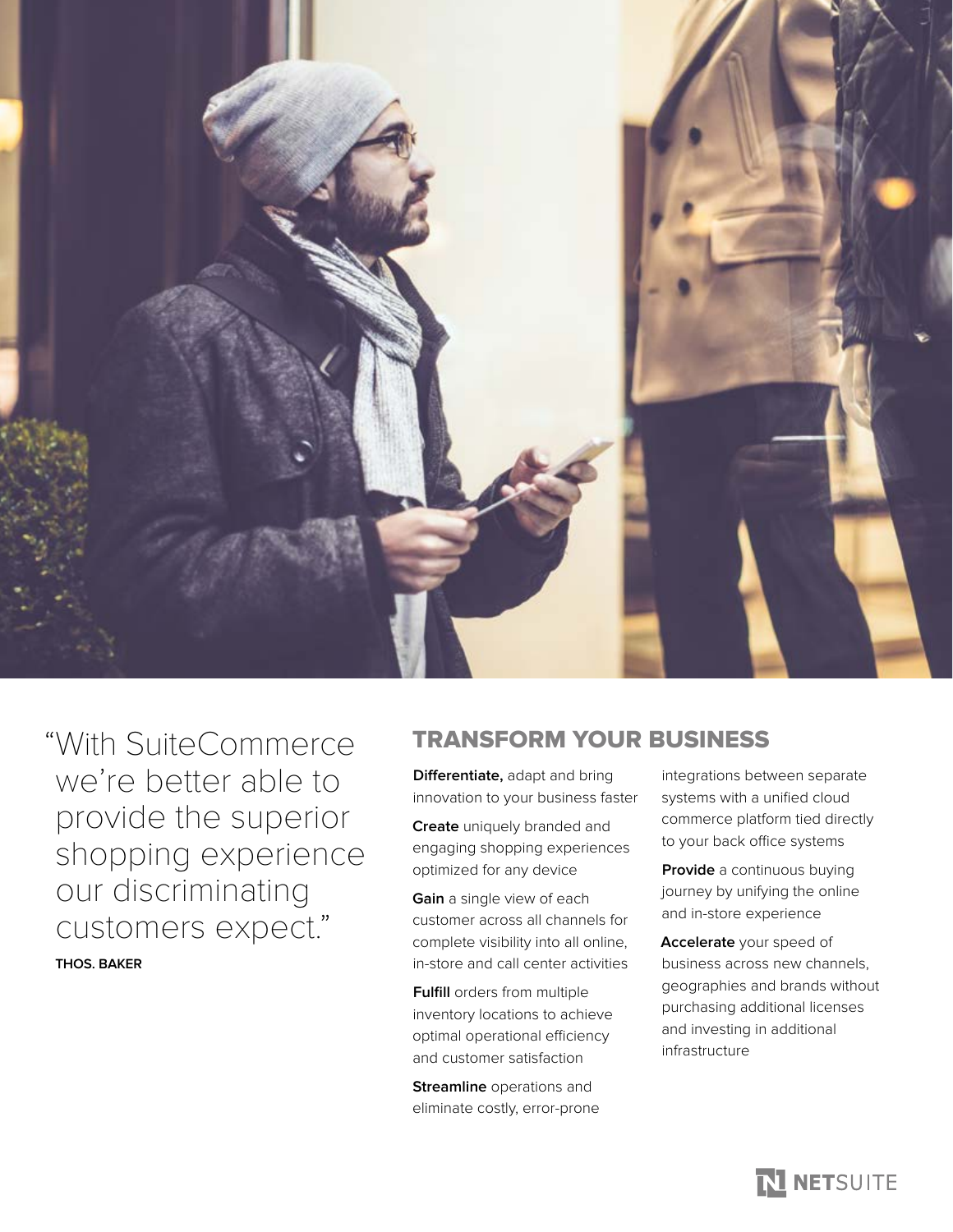> "With SuiteCommerce we're better able to provide the superior shopping experience our discriminating customers expect."
>
> **THOS. BAKER**

## TRANSFORM YOUR BUSINESS

**Differentiate,** adapt and bring innovation to your business faster

**Create** uniquely branded and engaging shopping experiences optimized for any device

**Gain** a single view of each customer across all channels for complete visibility into all online, in-store and call center activities

**Fulfill** orders from multiple inventory locations to achieve optimal operational efficiency and customer satisfaction

**Streamline** operations and eliminate costly, error-prone integrations between separate systems with a unified cloud commerce platform tied directly to your back office systems

**Provide** a continuous buying journey by unifying the online and in-store experience

**Accelerate** your speed of business across new channels, geographies and brands without purchasing additional licenses and investing in additional infrastructure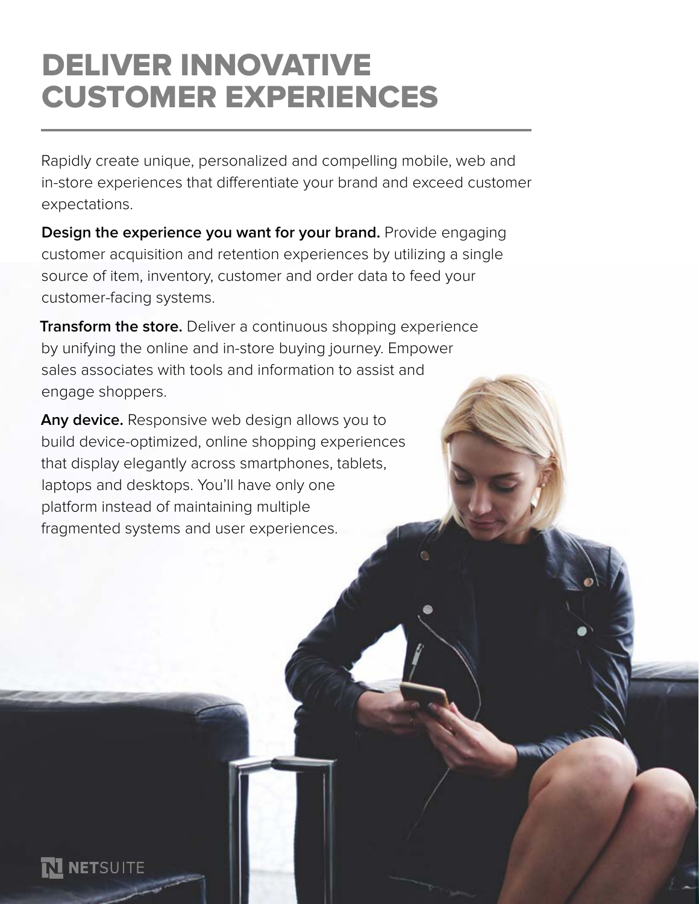# DELIVER INNOVATIVE CUSTOMER EXPERIENCES

Rapidly create unique, personalized and compelling mobile, web and in-store experiences that differentiate your brand and exceed customer expectations.

**Design the experience you want for your brand.** Provide engaging customer acquisition and retention experiences by utilizing a single source of item, inventory, customer and order data to feed your customer-facing systems.

**Transform the store.** Deliver a continuous shopping experience by unifying the online and in-store buying journey. Empower sales associates with tools and information to assist and engage shoppers.

**Any device.** Responsive web design allows you to build device-optimized, online shopping experiences that display elegantly across smartphones, tablets, laptops and desktops. You'll have only one platform instead of maintaining multiple fragmented systems and user experiences.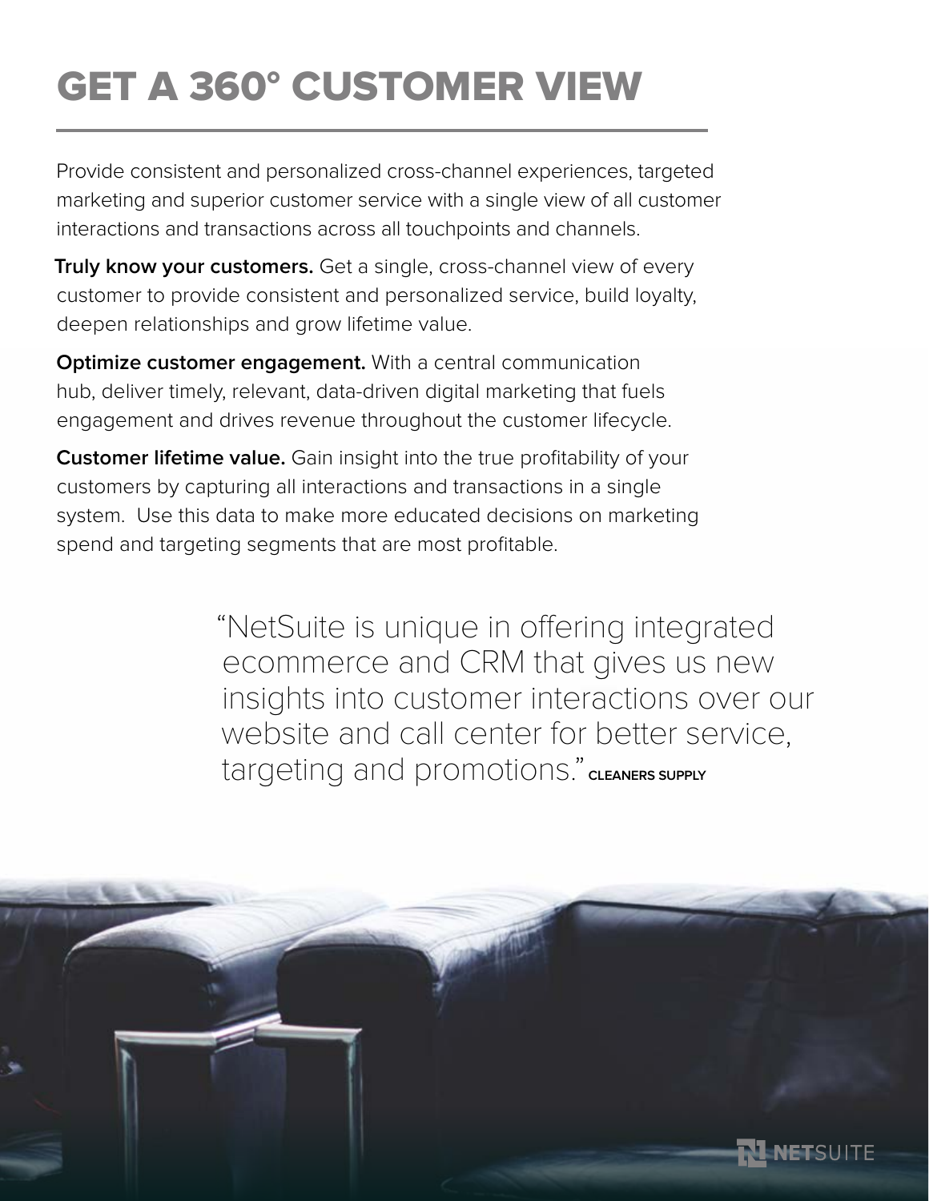# GET A 360° CUSTOMER VIEW

Provide consistent and personalized cross-channel experiences, targeted marketing and superior customer service with a single view of all customer interactions and transactions across all touchpoints and channels.

**Truly know your customers.** Get a single, cross-channel view of every customer to provide consistent and personalized service, build loyalty, deepen relationships and grow lifetime value.

**Optimize customer engagement.** With a central communication hub, deliver timely, relevant, data-driven digital marketing that fuels engagement and drives revenue throughout the customer lifecycle.

**Customer lifetime value.** Gain insight into the true profitability of your customers by capturing all interactions and transactions in a single system. Use this data to make more educated decisions on marketing spend and targeting segments that are most profitable.

> "NetSuite is unique in offering integrated ecommerce and CRM that gives us new insights into customer interactions over our website and call center for better service, targeting and promotions." **CLEANERS SUPPLY**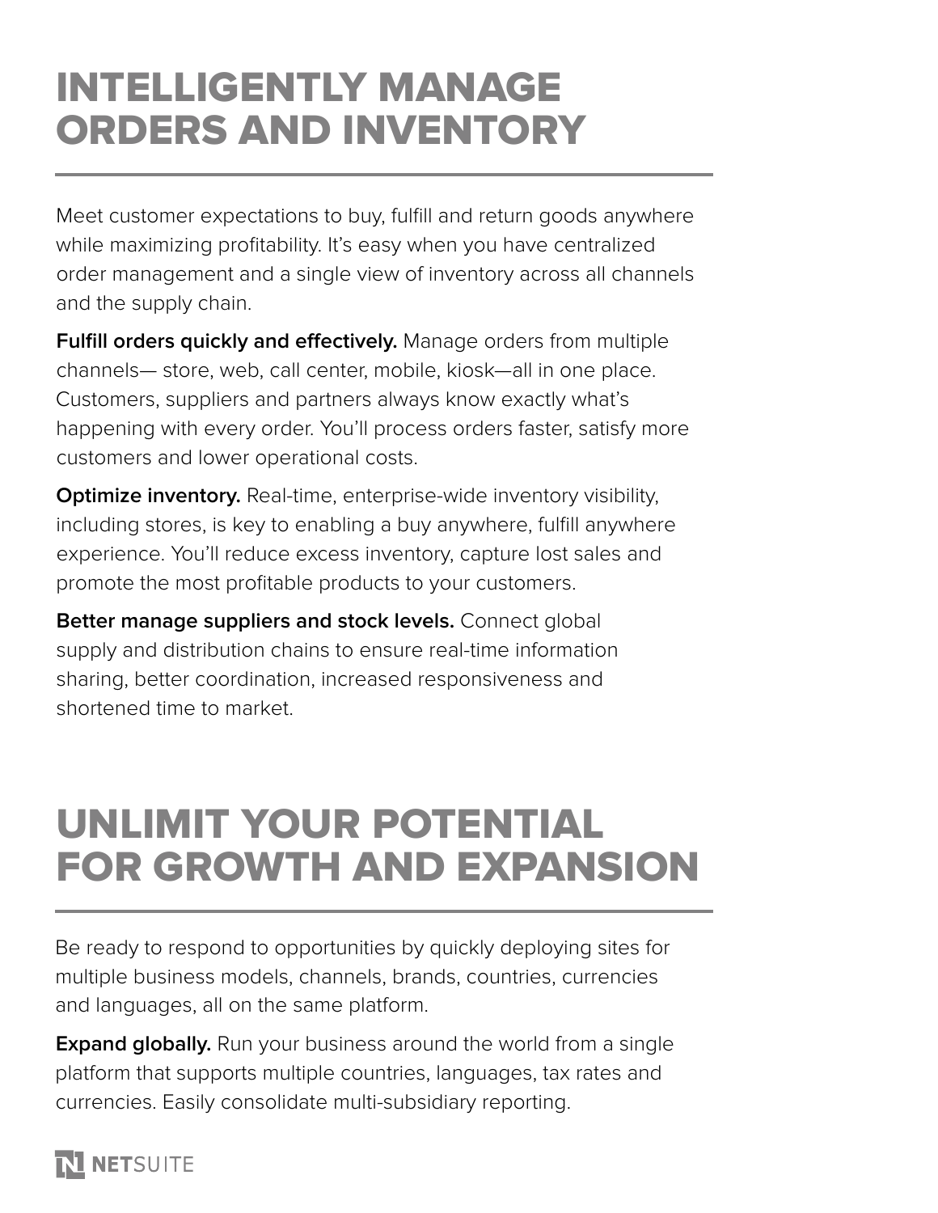# INTELLIGENTLY MANAGE ORDERS AND INVENTORY

Meet customer expectations to buy, fulfill and return goods anywhere while maximizing profitability. It's easy when you have centralized order management and a single view of inventory across all channels and the supply chain.

**Fulfill orders quickly and effectively.** Manage orders from multiple channels— store, web, call center, mobile, kiosk—all in one place. Customers, suppliers and partners always know exactly what's happening with every order. You'll process orders faster, satisfy more customers and lower operational costs.

**Optimize inventory.** Real-time, enterprise-wide inventory visibility, including stores, is key to enabling a buy anywhere, fulfill anywhere experience. You'll reduce excess inventory, capture lost sales and promote the most profitable products to your customers.

**Better manage suppliers and stock levels.** Connect global supply and distribution chains to ensure real-time information sharing, better coordination, increased responsiveness and shortened time to market.

# UNLIMIT YOUR POTENTIAL FOR GROWTH AND EXPANSION

Be ready to respond to opportunities by quickly deploying sites for multiple business models, channels, brands, countries, currencies and languages, all on the same platform.

**Expand globally.** Run your business around the world from a single platform that supports multiple countries, languages, tax rates and currencies. Easily consolidate multi-subsidiary reporting.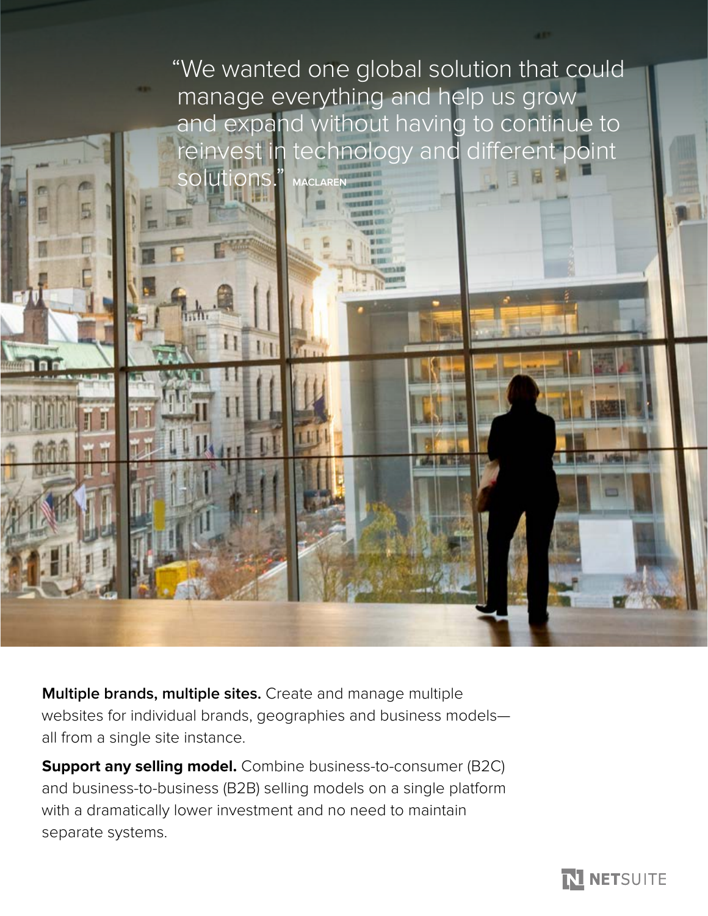"We wanted one global solution that could manage everything and help us grow and expand without having to continue to reinvest in technology and different point solutions." MACLAREN

**Multiple brands, multiple sites.** Create and manage multiple websites for individual brands, geographies and business models—all from a single site instance.

**Support any selling model.** Combine business-to-consumer (B2C) and business-to-business (B2B) selling models on a single platform with a dramatically lower investment and no need to maintain separate systems.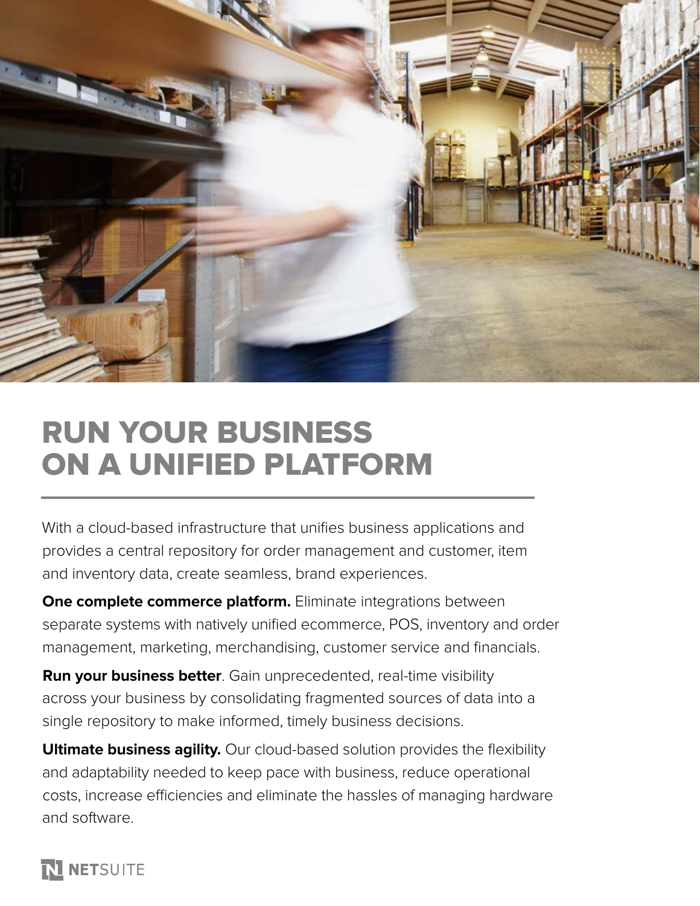# RUN YOUR BUSINESS ON A UNIFIED PLATFORM

With a cloud-based infrastructure that unifies business applications and provides a central repository for order management and customer, item and inventory data, create seamless, brand experiences.

**One complete commerce platform.** Eliminate integrations between separate systems with natively unified ecommerce, POS, inventory and order management, marketing, merchandising, customer service and financials.

**Run your business better**. Gain unprecedented, real-time visibility across your business by consolidating fragmented sources of data into a single repository to make informed, timely business decisions.

**Ultimate business agility.** Our cloud-based solution provides the flexibility and adaptability needed to keep pace with business, reduce operational costs, increase efficiencies and eliminate the hassles of managing hardware and software.

NETSUITE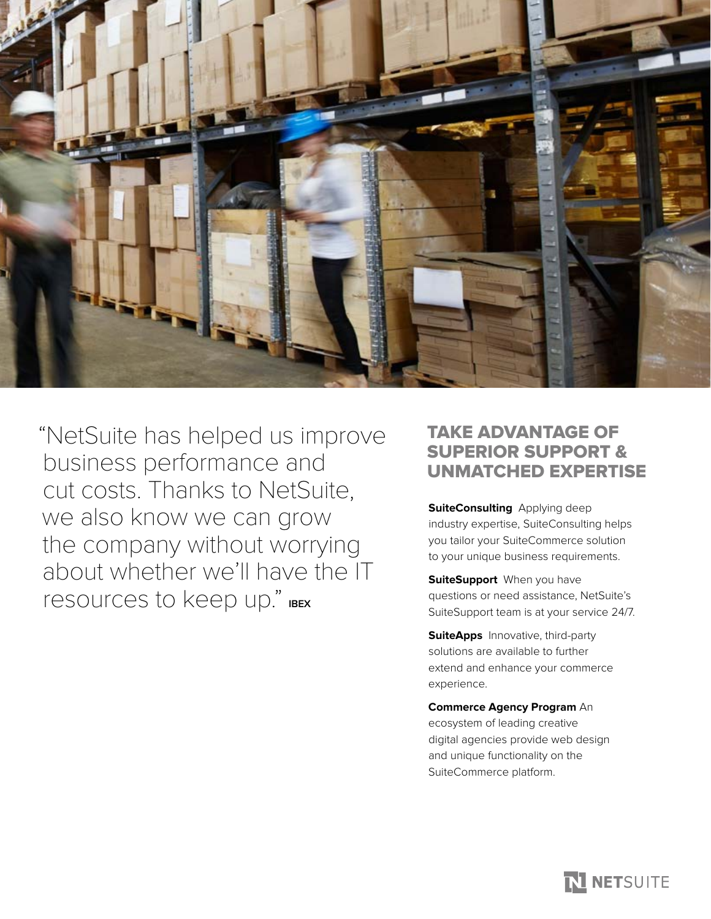"NetSuite has helped us improve business performance and cut costs. Thanks to NetSuite, we also know we can grow the company without worrying about whether we'll have the IT resources to keep up." **IBEX**

## TAKE ADVANTAGE OF SUPERIOR SUPPORT & UNMATCHED EXPERTISE

**SuiteConsulting** Applying deep industry expertise, SuiteConsulting helps you tailor your SuiteCommerce solution to your unique business requirements.

**SuiteSupport** When you have questions or need assistance, NetSuite's SuiteSupport team is at your service 24/7.

**SuiteApps** Innovative, third-party solutions are available to further extend and enhance your commerce experience.

**Commerce Agency Program** An ecosystem of leading creative digital agencies provide web design and unique functionality on the SuiteCommerce platform.

NETSUITE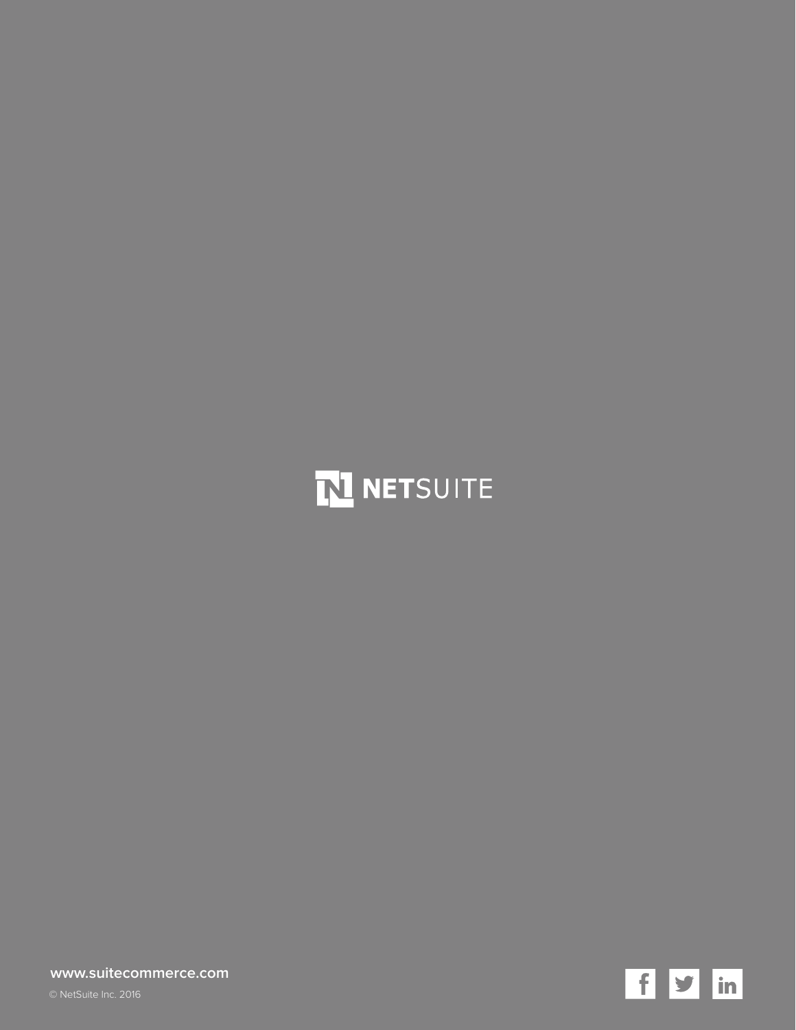NETSUITE

**www.suitecommerce.com**

© NetSuite Inc. 2016